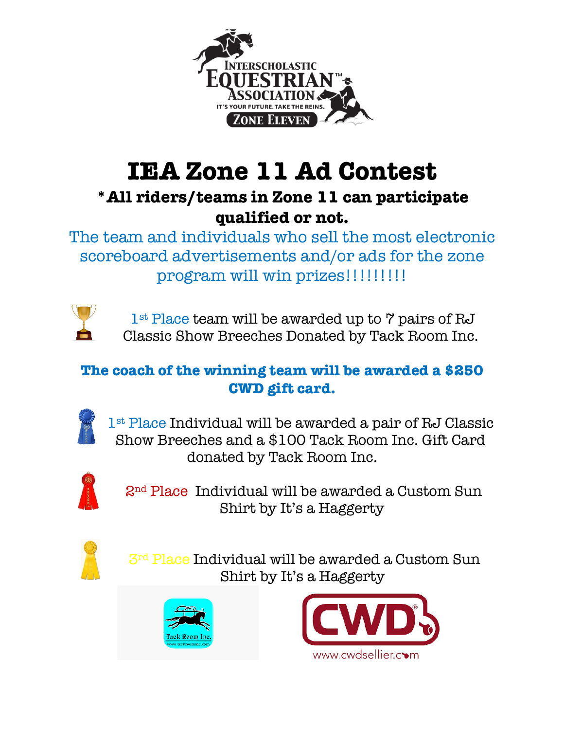# IEA Zone 11 Ad Contest

## *All riders/teams in Zone 11 can participate qualified or not.

The team and individuals who sell the most electronic scoreboard advertisements and/or ads for the zone program will win prizes!!!!!!!!!

1st Place team will be awarded up to 7 pairs of RJ Classic Show Breeches Donated by Tack Room Inc.

**The coach of the winning team will be awarded a $250 CWD gift card.**

1st Place Individual will be awarded a pair of RJ Classic Show Breeches and a $100 Tack Room Inc. Gift Card donated by Tack Room Inc.

2nd Place Individual will be awarded a Custom Sun Shirt by It's a Haggerty

3rd Place Individual will be awarded a Custom Sun Shirt by It's a Haggerty

Tack Room Inc.
www.tackroominc.com

CWD
www.cwdsellier.com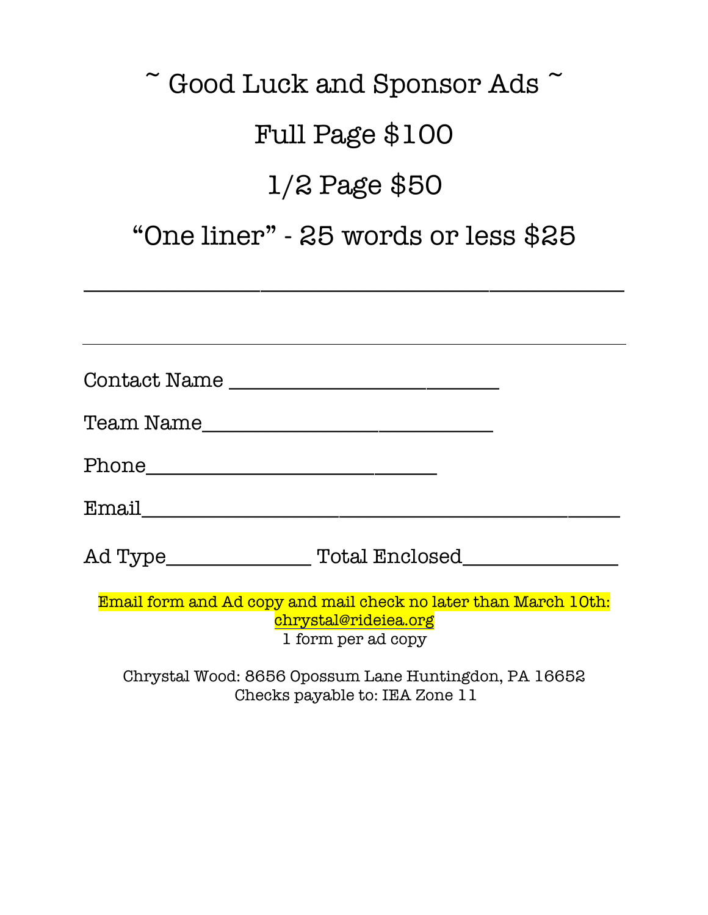# ~ Good Luck and Sponsor Ads ~

## Full Page $100

## 1/2 Page $50

## "One liner" - 25 words or less $25

_________________________________________________________________

---

Contact Name ____________________________

Team Name______________________________

Phone______________________________

Email________________________________________________________

Ad Type_______________ Total Enclosed________________

Email form and Ad copy and mail check no later than March 10th: chrystal@rideiea.org
1 form per ad copy

Chrystal Wood: 8656 Opossum Lane Huntingdon, PA 16652
Checks payable to: IEA Zone 11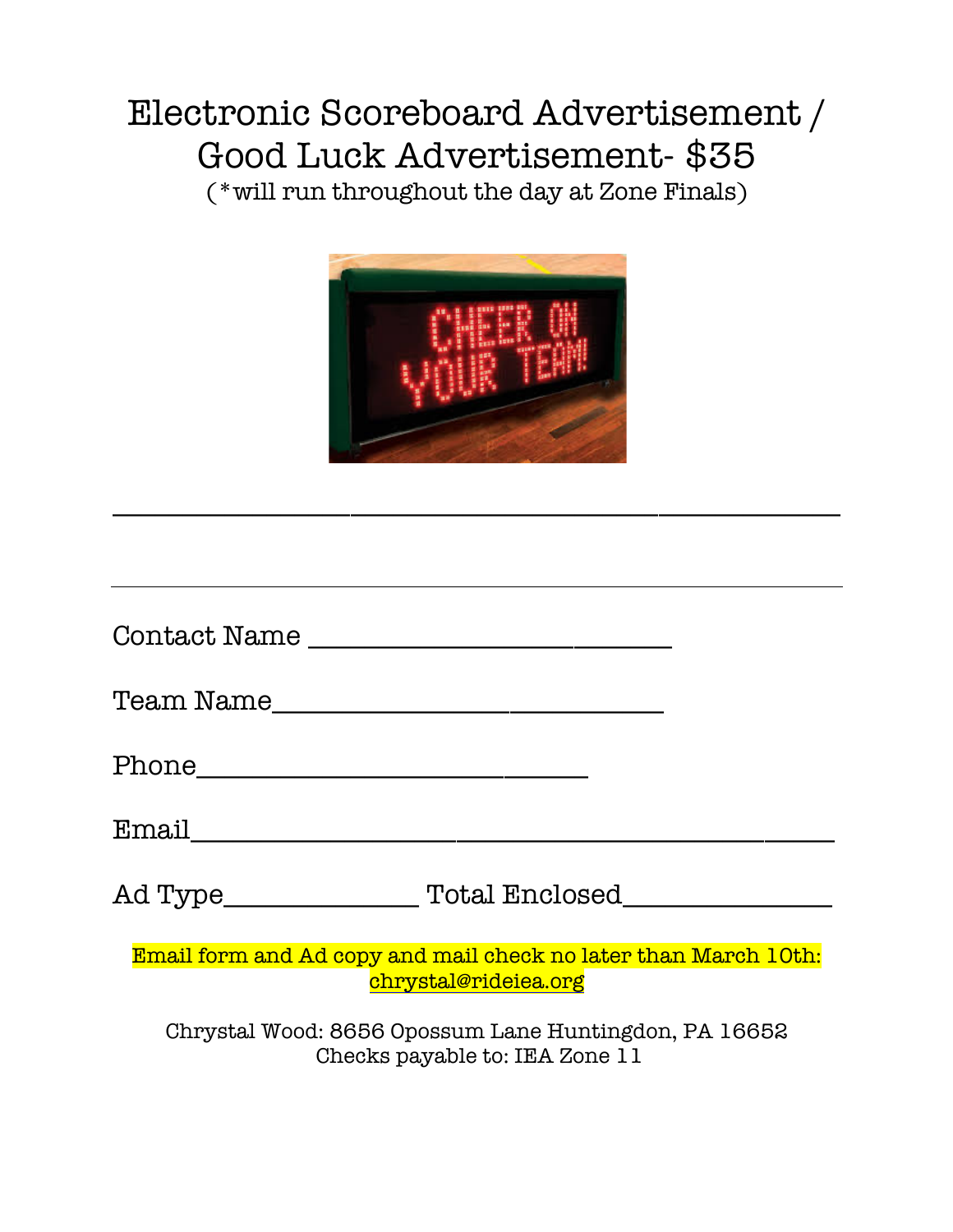# Electronic Scoreboard Advertisement / Good Luck Advertisement- $35

(*will run throughout the day at Zone Finals)

_______________________________________________

_______________________________________________

Contact Name ___________________________

Team Name_____________________________

Phone_____________________________

Email____________________________________________

Ad Type_______________ Total Enclosed_______________

Email form and Ad copy and mail check no later than March 10th: chrystal@rideiea.org

Chrystal Wood: 8656 Opossum Lane Huntingdon, PA 16652
Checks payable to: IEA Zone 11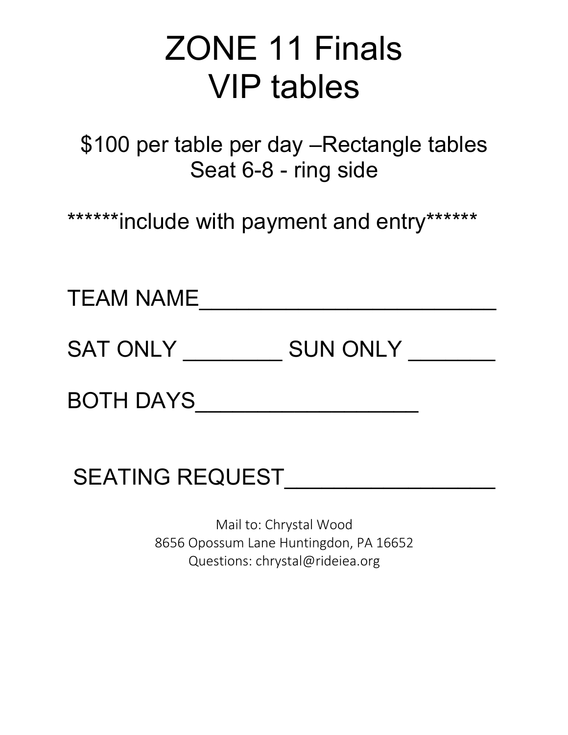# ZONE 11 Finals
# VIP tables

$100 per table per day –Rectangle tables
Seat 6-8 - ring side

******include with payment and entry******

TEAM NAME__________________________

SAT ONLY ________ SUN ONLY _______

BOTH DAYS___________________

SEATING REQUEST_________________

Mail to: Chrystal Wood
8656 Opossum Lane Huntingdon, PA 16652
Questions: chrystal@rideiea.org